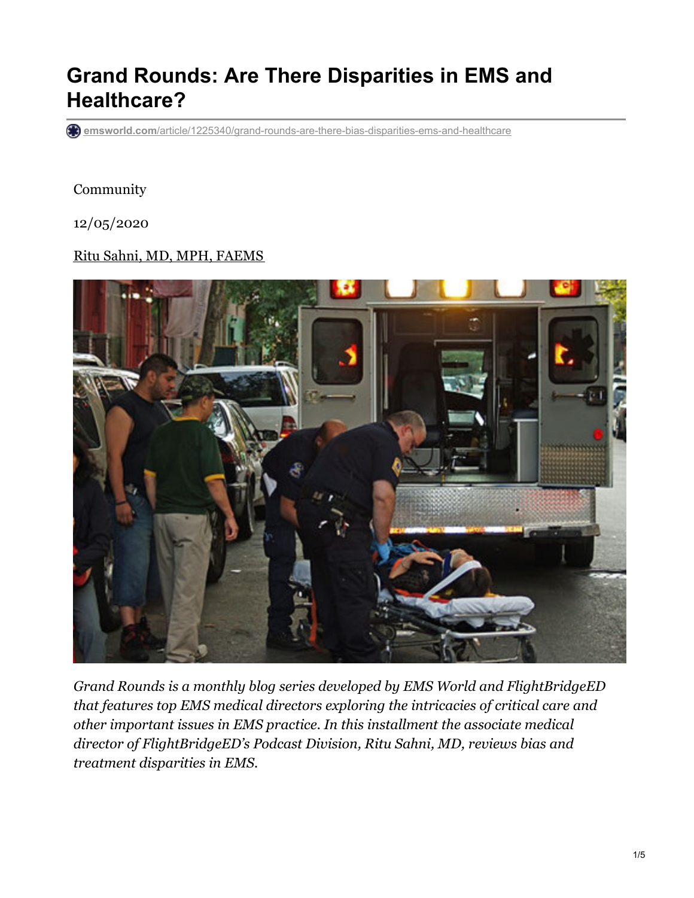# Grand Rounds: Are There Disparities in EMS and Healthcare?

emsworld.com/article/1225340/grand-rounds-are-there-bias-disparities-ems-and-healthcare

Community

12/05/2020

Ritu Sahni, MD, MPH, FAEMS

*Grand Rounds is a monthly blog series developed by EMS World and FlightBridgeED that features top EMS medical directors exploring the intricacies of critical care and other important issues in EMS practice. In this installment the associate medical director of FlightBridgeED's Podcast Division, Ritu Sahni, MD, reviews bias and treatment disparities in EMS.*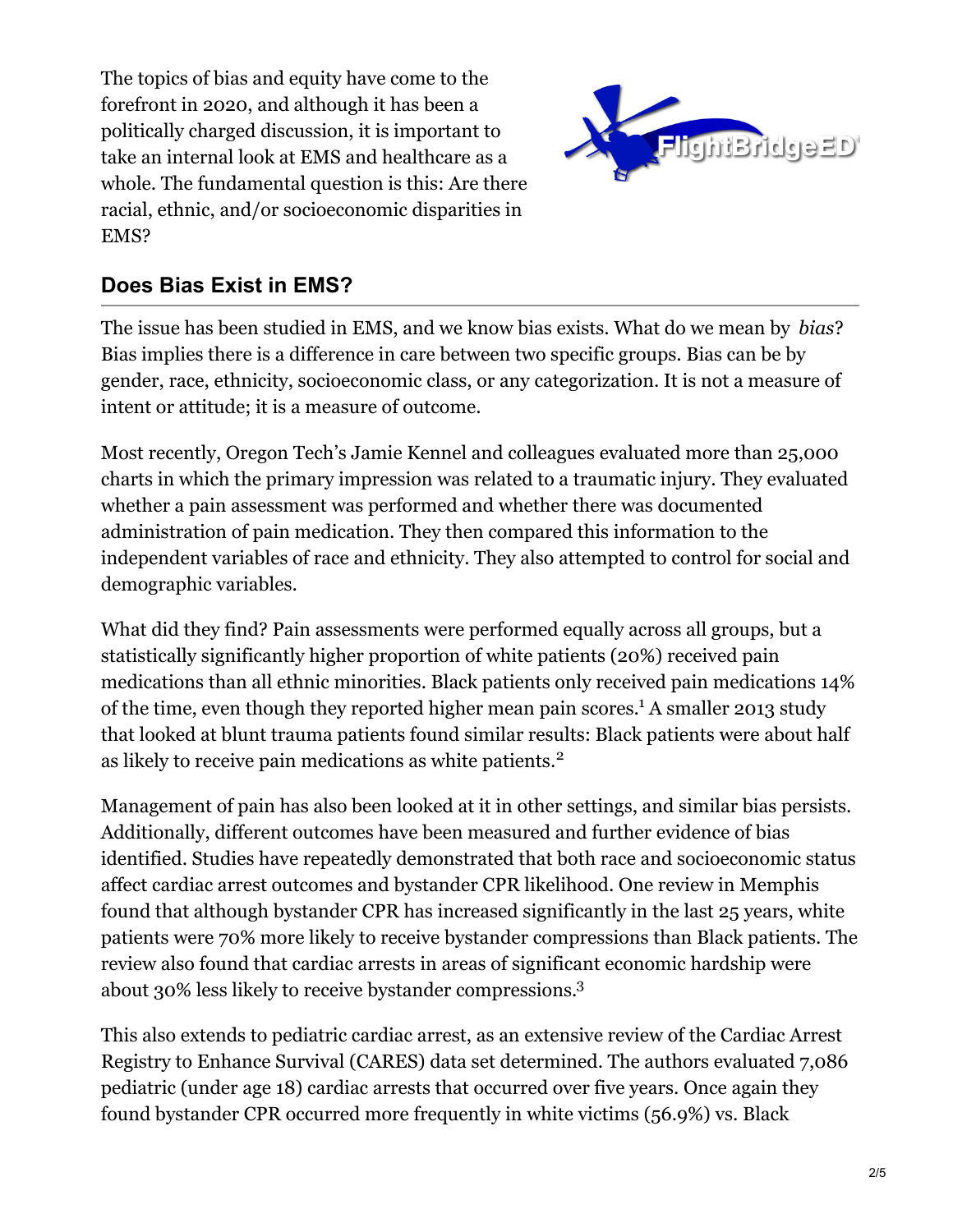The topics of bias and equity have come to the forefront in 2020, and although it has been a politically charged discussion, it is important to take an internal look at EMS and healthcare as a whole. The fundamental question is this: Are there racial, ethnic, and/or socioeconomic disparities in EMS?

## Does Bias Exist in EMS?

The issue has been studied in EMS, and we know bias exists. What do we mean by *bias*? Bias implies there is a difference in care between two specific groups. Bias can be by gender, race, ethnicity, socioeconomic class, or any categorization. It is not a measure of intent or attitude; it is a measure of outcome.

Most recently, Oregon Tech's Jamie Kennel and colleagues evaluated more than 25,000 charts in which the primary impression was related to a traumatic injury. They evaluated whether a pain assessment was performed and whether there was documented administration of pain medication. They then compared this information to the independent variables of race and ethnicity. They also attempted to control for social and demographic variables.

What did they find? Pain assessments were performed equally across all groups, but a statistically significantly higher proportion of white patients (20%) received pain medications than all ethnic minorities. Black patients only received pain medications 14% of the time, even though they reported higher mean pain scores.[1] A smaller 2013 study that looked at blunt trauma patients found similar results: Black patients were about half as likely to receive pain medications as white patients.[2]

Management of pain has also been looked at it in other settings, and similar bias persists. Additionally, different outcomes have been measured and further evidence of bias identified. Studies have repeatedly demonstrated that both race and socioeconomic status affect cardiac arrest outcomes and bystander CPR likelihood. One review in Memphis found that although bystander CPR has increased significantly in the last 25 years, white patients were 70% more likely to receive bystander compressions than Black patients. The review also found that cardiac arrests in areas of significant economic hardship were about 30% less likely to receive bystander compressions.[3]

This also extends to pediatric cardiac arrest, as an extensive review of the Cardiac Arrest Registry to Enhance Survival (CARES) data set determined. The authors evaluated 7,086 pediatric (under age 18) cardiac arrests that occurred over five years. Once again they found bystander CPR occurred more frequently in white victims (56.9%) vs. Black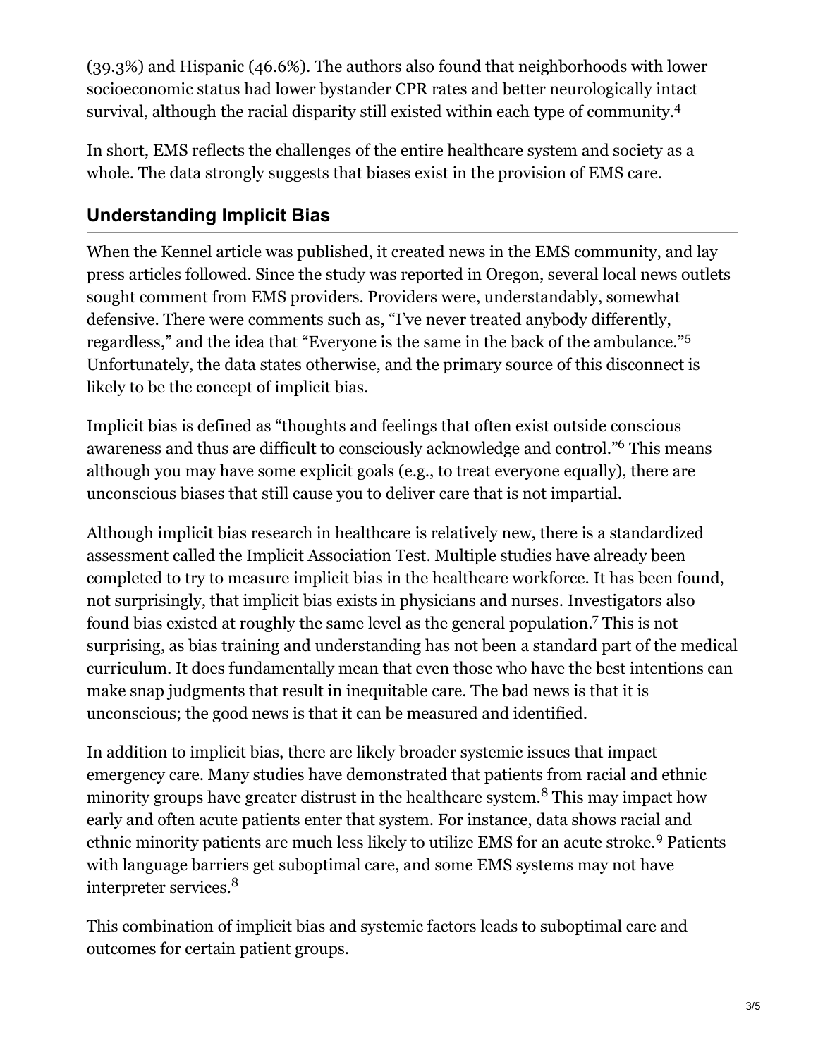(39.3%) and Hispanic (46.6%). The authors also found that neighborhoods with lower socioeconomic status had lower bystander CPR rates and better neurologically intact survival, although the racial disparity still existed within each type of community.[4]

In short, EMS reflects the challenges of the entire healthcare system and society as a whole. The data strongly suggests that biases exist in the provision of EMS care.

## Understanding Implicit Bias

When the Kennel article was published, it created news in the EMS community, and lay press articles followed. Since the study was reported in Oregon, several local news outlets sought comment from EMS providers. Providers were, understandably, somewhat defensive. There were comments such as, "I've never treated anybody differently, regardless," and the idea that "Everyone is the same in the back of the ambulance."[5] Unfortunately, the data states otherwise, and the primary source of this disconnect is likely to be the concept of implicit bias.

Implicit bias is defined as "thoughts and feelings that often exist outside conscious awareness and thus are difficult to consciously acknowledge and control."[6] This means although you may have some explicit goals (e.g., to treat everyone equally), there are unconscious biases that still cause you to deliver care that is not impartial.

Although implicit bias research in healthcare is relatively new, there is a standardized assessment called the Implicit Association Test. Multiple studies have already been completed to try to measure implicit bias in the healthcare workforce. It has been found, not surprisingly, that implicit bias exists in physicians and nurses. Investigators also found bias existed at roughly the same level as the general population.[7] This is not surprising, as bias training and understanding has not been a standard part of the medical curriculum. It does fundamentally mean that even those who have the best intentions can make snap judgments that result in inequitable care. The bad news is that it is unconscious; the good news is that it can be measured and identified.

In addition to implicit bias, there are likely broader systemic issues that impact emergency care. Many studies have demonstrated that patients from racial and ethnic minority groups have greater distrust in the healthcare system.[8] This may impact how early and often acute patients enter that system. For instance, data shows racial and ethnic minority patients are much less likely to utilize EMS for an acute stroke.[9] Patients with language barriers get suboptimal care, and some EMS systems may not have interpreter services.[8]

This combination of implicit bias and systemic factors leads to suboptimal care and outcomes for certain patient groups.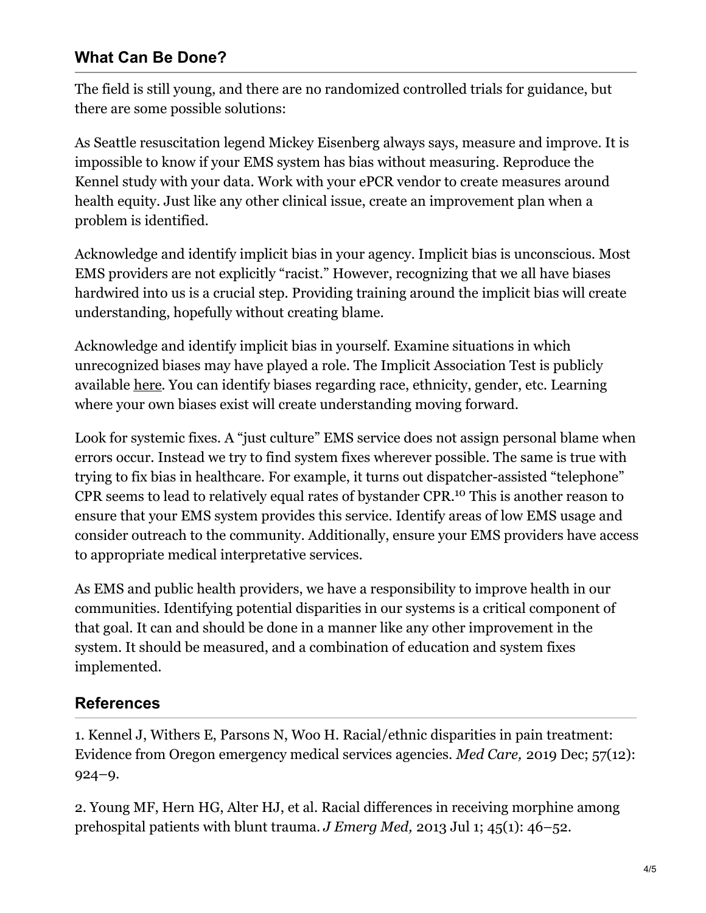## What Can Be Done?

The field is still young, and there are no randomized controlled trials for guidance, but there are some possible solutions:

As Seattle resuscitation legend Mickey Eisenberg always says, measure and improve. It is impossible to know if your EMS system has bias without measuring. Reproduce the Kennel study with your data. Work with your ePCR vendor to create measures around health equity. Just like any other clinical issue, create an improvement plan when a problem is identified.

Acknowledge and identify implicit bias in your agency. Implicit bias is unconscious. Most EMS providers are not explicitly "racist." However, recognizing that we all have biases hardwired into us is a crucial step. Providing training around the implicit bias will create understanding, hopefully without creating blame.

Acknowledge and identify implicit bias in yourself. Examine situations in which unrecognized biases may have played a role. The Implicit Association Test is publicly available here. You can identify biases regarding race, ethnicity, gender, etc. Learning where your own biases exist will create understanding moving forward.

Look for systemic fixes. A "just culture" EMS service does not assign personal blame when errors occur. Instead we try to find system fixes wherever possible. The same is true with trying to fix bias in healthcare. For example, it turns out dispatcher-assisted "telephone" CPR seems to lead to relatively equal rates of bystander CPR.[10] This is another reason to ensure that your EMS system provides this service. Identify areas of low EMS usage and consider outreach to the community. Additionally, ensure your EMS providers have access to appropriate medical interpretative services.

As EMS and public health providers, we have a responsibility to improve health in our communities. Identifying potential disparities in our systems is a critical component of that goal. It can and should be done in a manner like any other improvement in the system. It should be measured, and a combination of education and system fixes implemented.

## References

1. Kennel J, Withers E, Parsons N, Woo H. Racial/ethnic disparities in pain treatment: Evidence from Oregon emergency medical services agencies. *Med Care,* 2019 Dec; 57(12): 924–9.

2. Young MF, Hern HG, Alter HJ, et al. Racial differences in receiving morphine among prehospital patients with blunt trauma. *J Emerg Med,* 2013 Jul 1; 45(1): 46–52.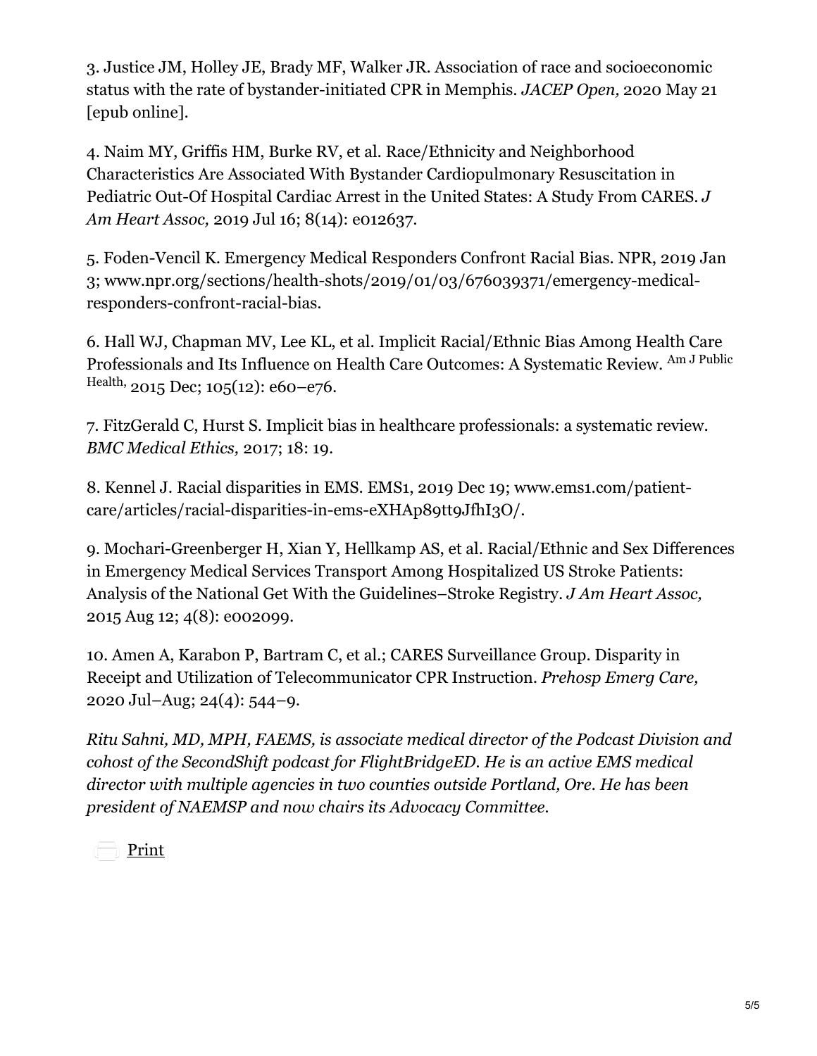3. Justice JM, Holley JE, Brady MF, Walker JR. Association of race and socioeconomic status with the rate of bystander-initiated CPR in Memphis. *JACEP Open,* 2020 May 21 [epub online].

4. Naim MY, Griffis HM, Burke RV, et al. Race/Ethnicity and Neighborhood Characteristics Are Associated With Bystander Cardiopulmonary Resuscitation in Pediatric Out-Of Hospital Cardiac Arrest in the United States: A Study From CARES. *J Am Heart Assoc,* 2019 Jul 16; 8(14): e012637.

5. Foden-Vencil K. Emergency Medical Responders Confront Racial Bias. NPR, 2019 Jan 3; www.npr.org/sections/health-shots/2019/01/03/676039371/emergency-medical-responders-confront-racial-bias.

6. Hall WJ, Chapman MV, Lee KL, et al. Implicit Racial/Ethnic Bias Among Health Care Professionals and Its Influence on Health Care Outcomes: A Systematic Review. Am J Public Health, 2015 Dec; 105(12): e60–e76.

7. FitzGerald C, Hurst S. Implicit bias in healthcare professionals: a systematic review. *BMC Medical Ethics,* 2017; 18: 19.

8. Kennel J. Racial disparities in EMS. EMS1, 2019 Dec 19; www.ems1.com/patient-care/articles/racial-disparities-in-ems-eXHAp89tt9JfhI3O/.

9. Mochari-Greenberger H, Xian Y, Hellkamp AS, et al. Racial/Ethnic and Sex Differences in Emergency Medical Services Transport Among Hospitalized US Stroke Patients: Analysis of the National Get With the Guidelines–Stroke Registry. *J Am Heart Assoc,* 2015 Aug 12; 4(8): e002099.

10. Amen A, Karabon P, Bartram C, et al.; CARES Surveillance Group. Disparity in Receipt and Utilization of Telecommunicator CPR Instruction. *Prehosp Emerg Care,* 2020 Jul–Aug; 24(4): 544–9.

*Ritu Sahni, MD, MPH, FAEMS, is associate medical director of the Podcast Division and cohost of the SecondShift podcast for FlightBridgeED. He is an active EMS medical director with multiple agencies in two counties outside Portland, Ore. He has been president of NAEMSP and now chairs its Advocacy Committee.*

Print